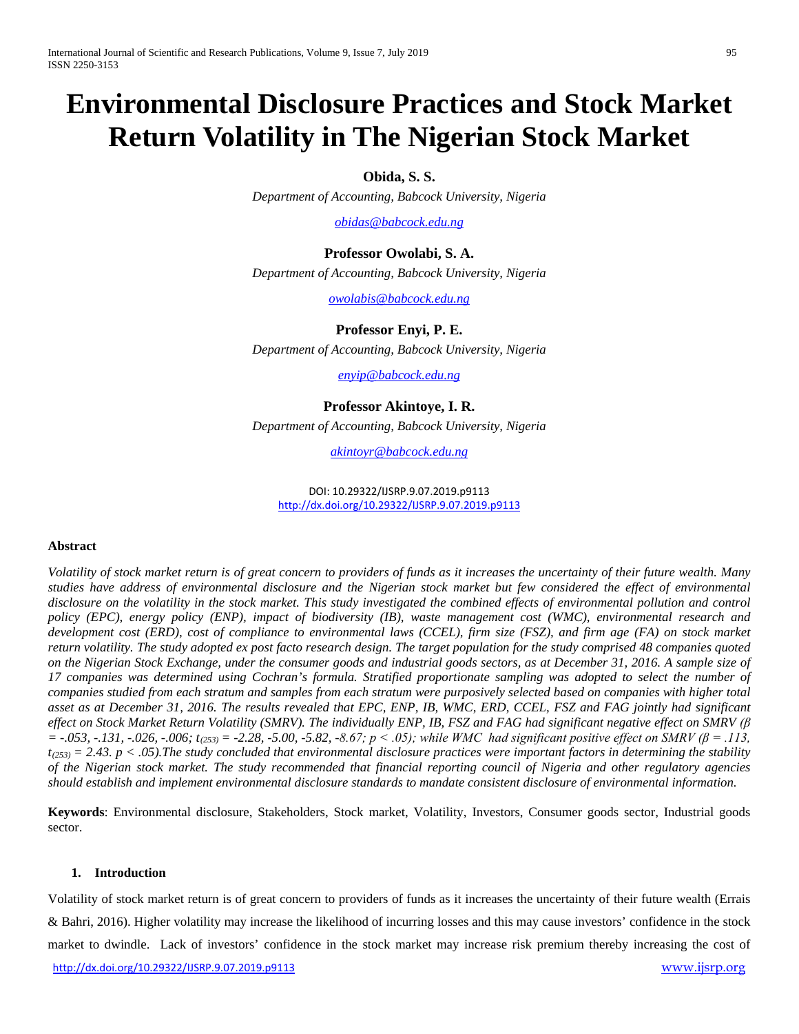# Environmental Disclosure Practices and Stock Market Return Volatility in The Nigerian Stock Market

**Obida, S. S.**

*Department of Accounting, Babcock University, Nigeria*

obidas@babcock.edu.ng

**Professor Owolabi, S. A.**

*Department of Accounting, Babcock University, Nigeria*

owolabis@babcock.edu.ng

**Professor Enyi, P. E.**

*Department of Accounting, Babcock University, Nigeria*

enyip@babcock.edu.ng

**Professor Akintoye, I. R.**

*Department of Accounting, Babcock University, Nigeria*

akintoyr@babcock.edu.ng

DOI: 10.29322/IJSRP.9.07.2019.p9113
http://dx.doi.org/10.29322/IJSRP.9.07.2019.p9113

## Abstract

*Volatility of stock market return is of great concern to providers of funds as it increases the uncertainty of their future wealth. Many studies have address of environmental disclosure and the Nigerian stock market but few considered the effect of environmental disclosure on the volatility in the stock market. This study investigated the combined effects of environmental pollution and control policy (EPC), energy policy (ENP), impact of biodiversity (IB), waste management cost (WMC), environmental research and development cost (ERD), cost of compliance to environmental laws (CCEL), firm size (FSZ), and firm age (FA) on stock market return volatility. The study adopted ex post facto research design. The target population for the study comprised 48 companies quoted on the Nigerian Stock Exchange, under the consumer goods and industrial goods sectors, as at December 31, 2016. A sample size of 17 companies was determined using Cochran's formula. Stratified proportionate sampling was adopted to select the number of companies studied from each stratum and samples from each stratum were purposively selected based on companies with higher total asset as at December 31, 2016. The results revealed that EPC, ENP, IB, WMC, ERD, CCEL, FSZ and FAG jointly had significant effect on Stock Market Return Volatility (SMRV). The individually ENP, IB, FSZ and FAG had significant negative effect on SMRV ($\beta$ = -.053, -.131, -.026, -.006; $t_{(253)}$ = -2.28, -5.00, -5.82, -8.67; $p < .05$); while WMC had significant positive effect on SMRV ($\beta$ = .113, $t_{(253)}$ = 2.43. $p < .05$).The study concluded that environmental disclosure practices were important factors in determining the stability of the Nigerian stock market. The study recommended that financial reporting council of Nigeria and other regulatory agencies should establish and implement environmental disclosure standards to mandate consistent disclosure of environmental information.*

**Keywords**: Environmental disclosure, Stakeholders, Stock market, Volatility, Investors, Consumer goods sector, Industrial goods sector.

## 1. Introduction

Volatility of stock market return is of great concern to providers of funds as it increases the uncertainty of their future wealth (Errais & Bahri, 2016). Higher volatility may increase the likelihood of incurring losses and this may cause investors' confidence in the stock market to dwindle. Lack of investors' confidence in the stock market may increase risk premium thereby increasing the cost of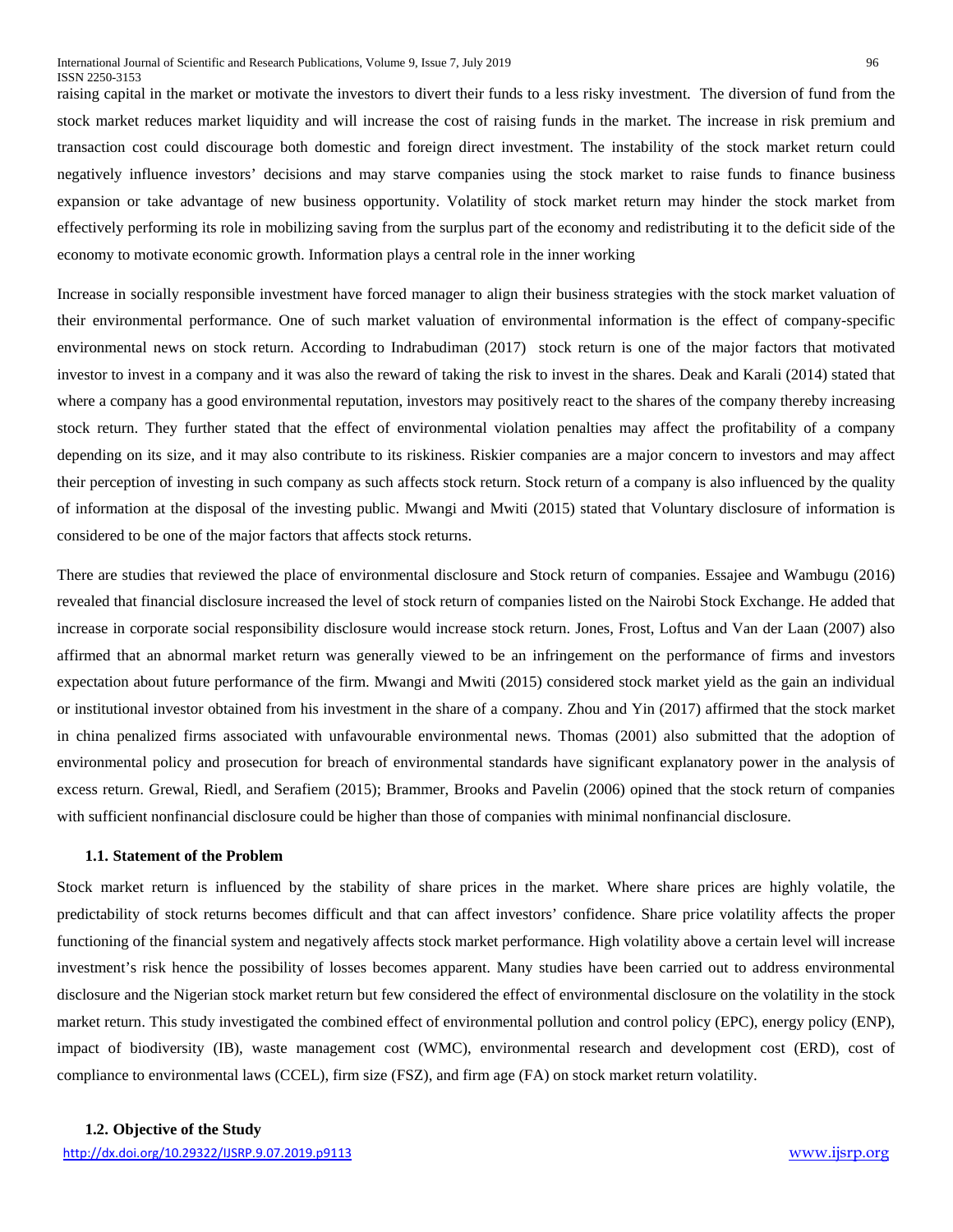raising capital in the market or motivate the investors to divert their funds to a less risky investment. The diversion of fund from the stock market reduces market liquidity and will increase the cost of raising funds in the market. The increase in risk premium and transaction cost could discourage both domestic and foreign direct investment. The instability of the stock market return could negatively influence investors' decisions and may starve companies using the stock market to raise funds to finance business expansion or take advantage of new business opportunity. Volatility of stock market return may hinder the stock market from effectively performing its role in mobilizing saving from the surplus part of the economy and redistributing it to the deficit side of the economy to motivate economic growth. Information plays a central role in the inner working

Increase in socially responsible investment have forced manager to align their business strategies with the stock market valuation of their environmental performance. One of such market valuation of environmental information is the effect of company-specific environmental news on stock return. According to Indrabudiman (2017) stock return is one of the major factors that motivated investor to invest in a company and it was also the reward of taking the risk to invest in the shares. Deak and Karali (2014) stated that where a company has a good environmental reputation, investors may positively react to the shares of the company thereby increasing stock return. They further stated that the effect of environmental violation penalties may affect the profitability of a company depending on its size, and it may also contribute to its riskiness. Riskier companies are a major concern to investors and may affect their perception of investing in such company as such affects stock return. Stock return of a company is also influenced by the quality of information at the disposal of the investing public. Mwangi and Mwiti (2015) stated that Voluntary disclosure of information is considered to be one of the major factors that affects stock returns.

There are studies that reviewed the place of environmental disclosure and Stock return of companies. Essajee and Wambugu (2016) revealed that financial disclosure increased the level of stock return of companies listed on the Nairobi Stock Exchange. He added that increase in corporate social responsibility disclosure would increase stock return. Jones, Frost, Loftus and Van der Laan (2007) also affirmed that an abnormal market return was generally viewed to be an infringement on the performance of firms and investors expectation about future performance of the firm. Mwangi and Mwiti (2015) considered stock market yield as the gain an individual or institutional investor obtained from his investment in the share of a company. Zhou and Yin (2017) affirmed that the stock market in china penalized firms associated with unfavourable environmental news. Thomas (2001) also submitted that the adoption of environmental policy and prosecution for breach of environmental standards have significant explanatory power in the analysis of excess return. Grewal, Riedl, and Serafiem (2015); Brammer, Brooks and Pavelin (2006) opined that the stock return of companies with sufficient nonfinancial disclosure could be higher than those of companies with minimal nonfinancial disclosure.

### 1.1. Statement of the Problem

Stock market return is influenced by the stability of share prices in the market. Where share prices are highly volatile, the predictability of stock returns becomes difficult and that can affect investors' confidence. Share price volatility affects the proper functioning of the financial system and negatively affects stock market performance. High volatility above a certain level will increase investment's risk hence the possibility of losses becomes apparent. Many studies have been carried out to address environmental disclosure and the Nigerian stock market return but few considered the effect of environmental disclosure on the volatility in the stock market return. This study investigated the combined effect of environmental pollution and control policy (EPC), energy policy (ENP), impact of biodiversity (IB), waste management cost (WMC), environmental research and development cost (ERD), cost of compliance to environmental laws (CCEL), firm size (FSZ), and firm age (FA) on stock market return volatility.

### 1.2. Objective of the Study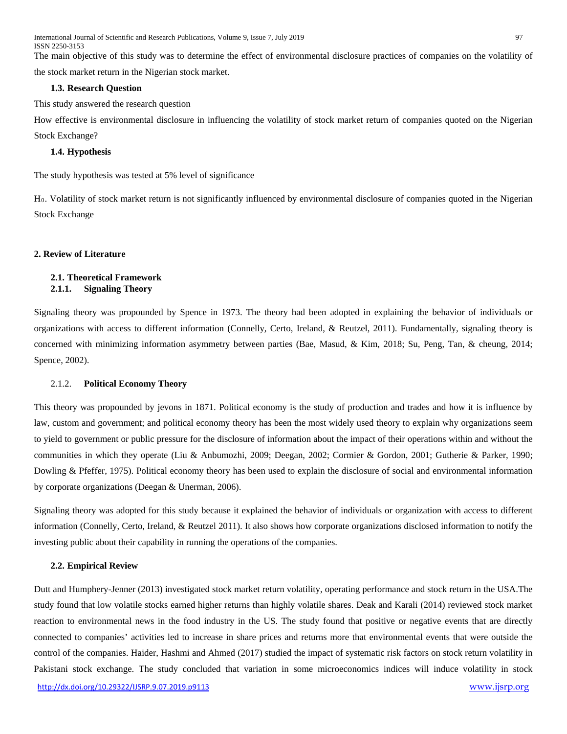The main objective of this study was to determine the effect of environmental disclosure practices of companies on the volatility of the stock market return in the Nigerian stock market.

### 1.3. Research Question

This study answered the research question

How effective is environmental disclosure in influencing the volatility of stock market return of companies quoted on the Nigerian Stock Exchange?

### 1.4. Hypothesis

The study hypothesis was tested at 5% level of significance

$H_0$. Volatility of stock market return is not significantly influenced by environmental disclosure of companies quoted in the Nigerian Stock Exchange

## 2. Review of Literature

### 2.1. Theoretical Framework

#### 2.1.1. Signaling Theory

Signaling theory was propounded by Spence in 1973. The theory had been adopted in explaining the behavior of individuals or organizations with access to different information (Connelly, Certo, Ireland, & Reutzel, 2011). Fundamentally, signaling theory is concerned with minimizing information asymmetry between parties (Bae, Masud, & Kim, 2018; Su, Peng, Tan, & cheung, 2014; Spence, 2002).

#### 2.1.2. Political Economy Theory

This theory was propounded by jevons in 1871. Political economy is the study of production and trades and how it is influence by law, custom and government; and political economy theory has been the most widely used theory to explain why organizations seem to yield to government or public pressure for the disclosure of information about the impact of their operations within and without the communities in which they operate (Liu & Anbumozhi, 2009; Deegan, 2002; Cormier & Gordon, 2001; Gutherie & Parker, 1990; Dowling & Pfeffer, 1975). Political economy theory has been used to explain the disclosure of social and environmental information by corporate organizations (Deegan & Unerman, 2006).

Signaling theory was adopted for this study because it explained the behavior of individuals or organization with access to different information (Connelly, Certo, Ireland, & Reutzel 2011). It also shows how corporate organizations disclosed information to notify the investing public about their capability in running the operations of the companies.

### 2.2. Empirical Review

Dutt and Humphery-Jenner (2013) investigated stock market return volatility, operating performance and stock return in the USA.The study found that low volatile stocks earned higher returns than highly volatile shares. Deak and Karali (2014) reviewed stock market reaction to environmental news in the food industry in the US. The study found that positive or negative events that are directly connected to companies' activities led to increase in share prices and returns more that environmental events that were outside the control of the companies. Haider, Hashmi and Ahmed (2017) studied the impact of systematic risk factors on stock return volatility in Pakistani stock exchange. The study concluded that variation in some microeconomics indices will induce volatility in stock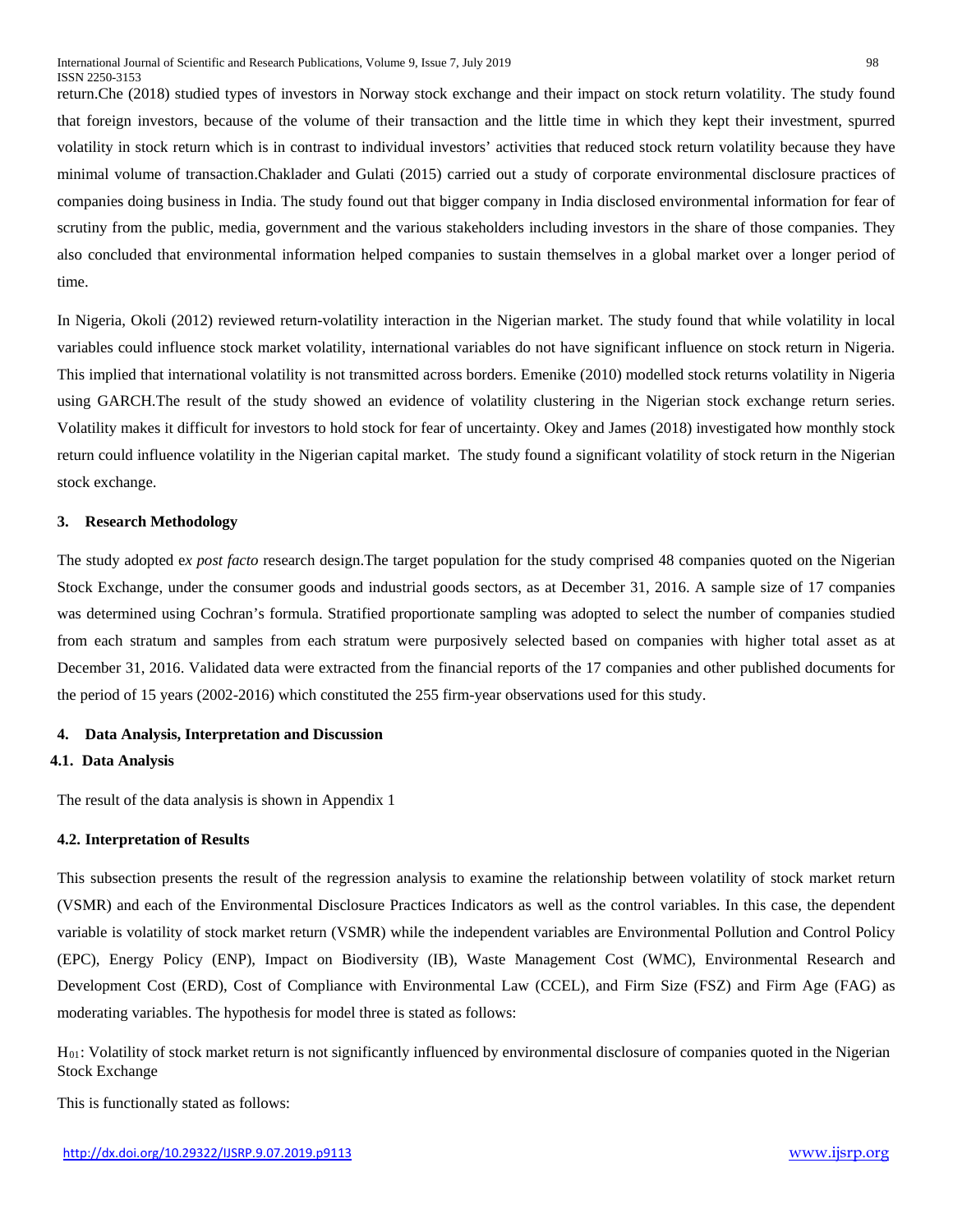return.Che (2018) studied types of investors in Norway stock exchange and their impact on stock return volatility. The study found that foreign investors, because of the volume of their transaction and the little time in which they kept their investment, spurred volatility in stock return which is in contrast to individual investors' activities that reduced stock return volatility because they have minimal volume of transaction.Chaklader and Gulati (2015) carried out a study of corporate environmental disclosure practices of companies doing business in India. The study found out that bigger company in India disclosed environmental information for fear of scrutiny from the public, media, government and the various stakeholders including investors in the share of those companies. They also concluded that environmental information helped companies to sustain themselves in a global market over a longer period of time.

In Nigeria, Okoli (2012) reviewed return-volatility interaction in the Nigerian market. The study found that while volatility in local variables could influence stock market volatility, international variables do not have significant influence on stock return in Nigeria. This implied that international volatility is not transmitted across borders. Emenike (2010) modelled stock returns volatility in Nigeria using GARCH.The result of the study showed an evidence of volatility clustering in the Nigerian stock exchange return series. Volatility makes it difficult for investors to hold stock for fear of uncertainty. Okey and James (2018) investigated how monthly stock return could influence volatility in the Nigerian capital market. The study found a significant volatility of stock return in the Nigerian stock exchange.

## 3. Research Methodology

The study adopted e*x post facto* research design.The target population for the study comprised 48 companies quoted on the Nigerian Stock Exchange, under the consumer goods and industrial goods sectors, as at December 31, 2016. A sample size of 17 companies was determined using Cochran's formula. Stratified proportionate sampling was adopted to select the number of companies studied from each stratum and samples from each stratum were purposively selected based on companies with higher total asset as at December 31, 2016. Validated data were extracted from the financial reports of the 17 companies and other published documents for the period of 15 years (2002-2016) which constituted the 255 firm-year observations used for this study.

## 4. Data Analysis, Interpretation and Discussion

### 4.1. Data Analysis

The result of the data analysis is shown in Appendix 1

### 4.2. Interpretation of Results

This subsection presents the result of the regression analysis to examine the relationship between volatility of stock market return (VSMR) and each of the Environmental Disclosure Practices Indicators as well as the control variables. In this case, the dependent variable is volatility of stock market return (VSMR) while the independent variables are Environmental Pollution and Control Policy (EPC), Energy Policy (ENP), Impact on Biodiversity (IB), Waste Management Cost (WMC), Environmental Research and Development Cost (ERD), Cost of Compliance with Environmental Law (CCEL), and Firm Size (FSZ) and Firm Age (FAG) as moderating variables. The hypothesis for model three is stated as follows:

$H_{01}$: Volatility of stock market return is not significantly influenced by environmental disclosure of companies quoted in the Nigerian Stock Exchange

This is functionally stated as follows: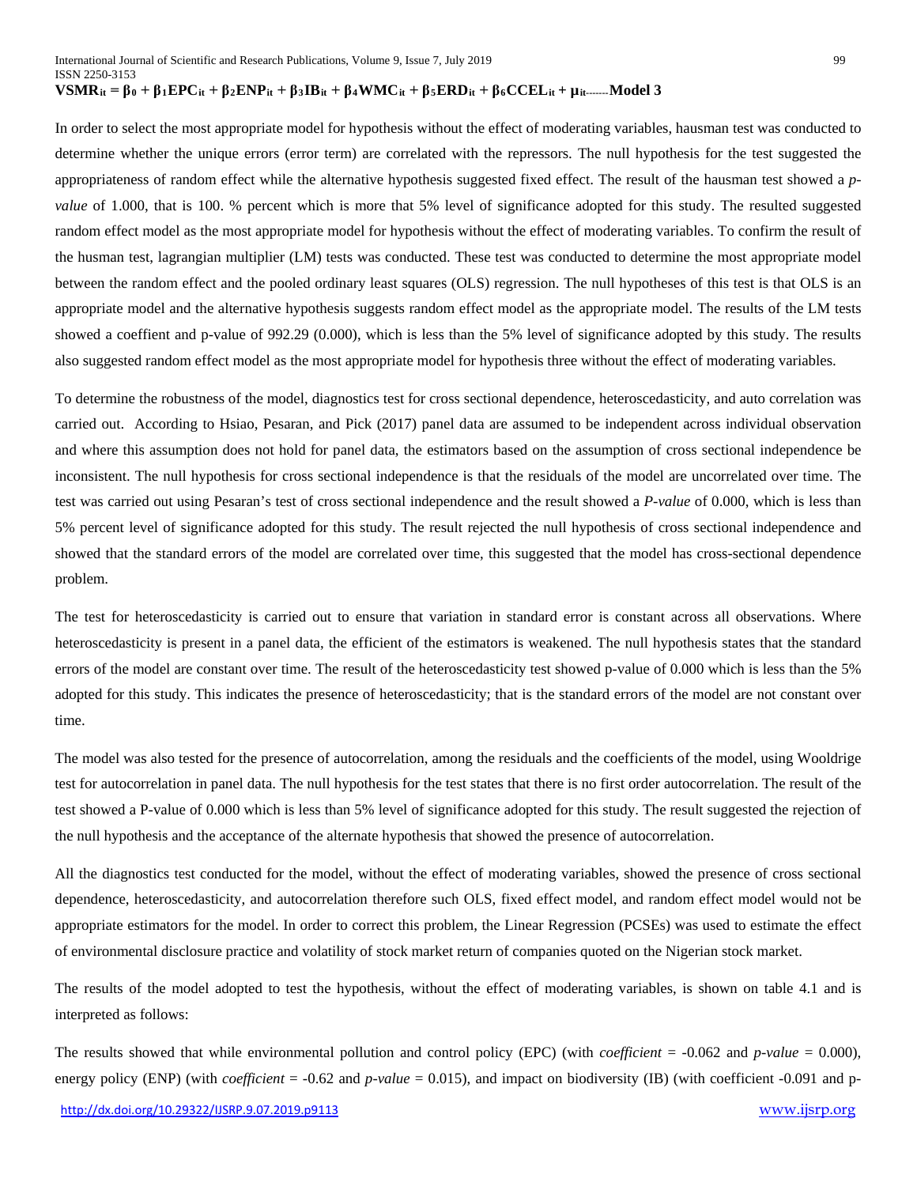$$VSMR_{it} = \beta_0 + \beta_1 EPC_{it} + \beta_2 ENP_{it} + \beta_3 IB_{it} + \beta_4 WMC_{it} + \beta_5 ERD_{it} + \beta_6 CCEL_{it} + \mu_{it}$$ **-------Model 3**

In order to select the most appropriate model for hypothesis without the effect of moderating variables, hausman test was conducted to determine whether the unique errors (error term) are correlated with the repressors. The null hypothesis for the test suggested the appropriateness of random effect while the alternative hypothesis suggested fixed effect. The result of the hausman test showed a *p-value* of 1.000, that is 100. % percent which is more that 5% level of significance adopted for this study. The resulted suggested random effect model as the most appropriate model for hypothesis without the effect of moderating variables. To confirm the result of the husman test, lagrangian multiplier (LM) tests was conducted. These test was conducted to determine the most appropriate model between the random effect and the pooled ordinary least squares (OLS) regression. The null hypotheses of this test is that OLS is an appropriate model and the alternative hypothesis suggests random effect model as the appropriate model. The results of the LM tests showed a coeffient and p-value of 992.29 (0.000), which is less than the 5% level of significance adopted by this study. The results also suggested random effect model as the most appropriate model for hypothesis three without the effect of moderating variables.

To determine the robustness of the model, diagnostics test for cross sectional dependence, heteroscedasticity, and auto correlation was carried out. According to Hsiao, Pesaran, and Pick (2017) panel data are assumed to be independent across individual observation and where this assumption does not hold for panel data, the estimators based on the assumption of cross sectional independence be inconsistent. The null hypothesis for cross sectional independence is that the residuals of the model are uncorrelated over time. The test was carried out using Pesaran's test of cross sectional independence and the result showed a *P-value* of 0.000, which is less than 5% percent level of significance adopted for this study. The result rejected the null hypothesis of cross sectional independence and showed that the standard errors of the model are correlated over time, this suggested that the model has cross-sectional dependence problem.

The test for heteroscedasticity is carried out to ensure that variation in standard error is constant across all observations. Where heteroscedasticity is present in a panel data, the efficient of the estimators is weakened. The null hypothesis states that the standard errors of the model are constant over time. The result of the heteroscedasticity test showed p-value of 0.000 which is less than the 5% adopted for this study. This indicates the presence of heteroscedasticity; that is the standard errors of the model are not constant over time.

The model was also tested for the presence of autocorrelation, among the residuals and the coefficients of the model, using Wooldrige test for autocorrelation in panel data. The null hypothesis for the test states that there is no first order autocorrelation. The result of the test showed a P-value of 0.000 which is less than 5% level of significance adopted for this study. The result suggested the rejection of the null hypothesis and the acceptance of the alternate hypothesis that showed the presence of autocorrelation.

All the diagnostics test conducted for the model, without the effect of moderating variables, showed the presence of cross sectional dependence, heteroscedasticity, and autocorrelation therefore such OLS, fixed effect model, and random effect model would not be appropriate estimators for the model. In order to correct this problem, the Linear Regression (PCSEs) was used to estimate the effect of environmental disclosure practice and volatility of stock market return of companies quoted on the Nigerian stock market.

The results of the model adopted to test the hypothesis, without the effect of moderating variables, is shown on table 4.1 and is interpreted as follows:

The results showed that while environmental pollution and control policy (EPC) (with *coefficient* = -0.062 and *p-value* = 0.000), energy policy (ENP) (with *coefficient* = -0.62 and *p-value* = 0.015), and impact on biodiversity (IB) (with coefficient -0.091 and p-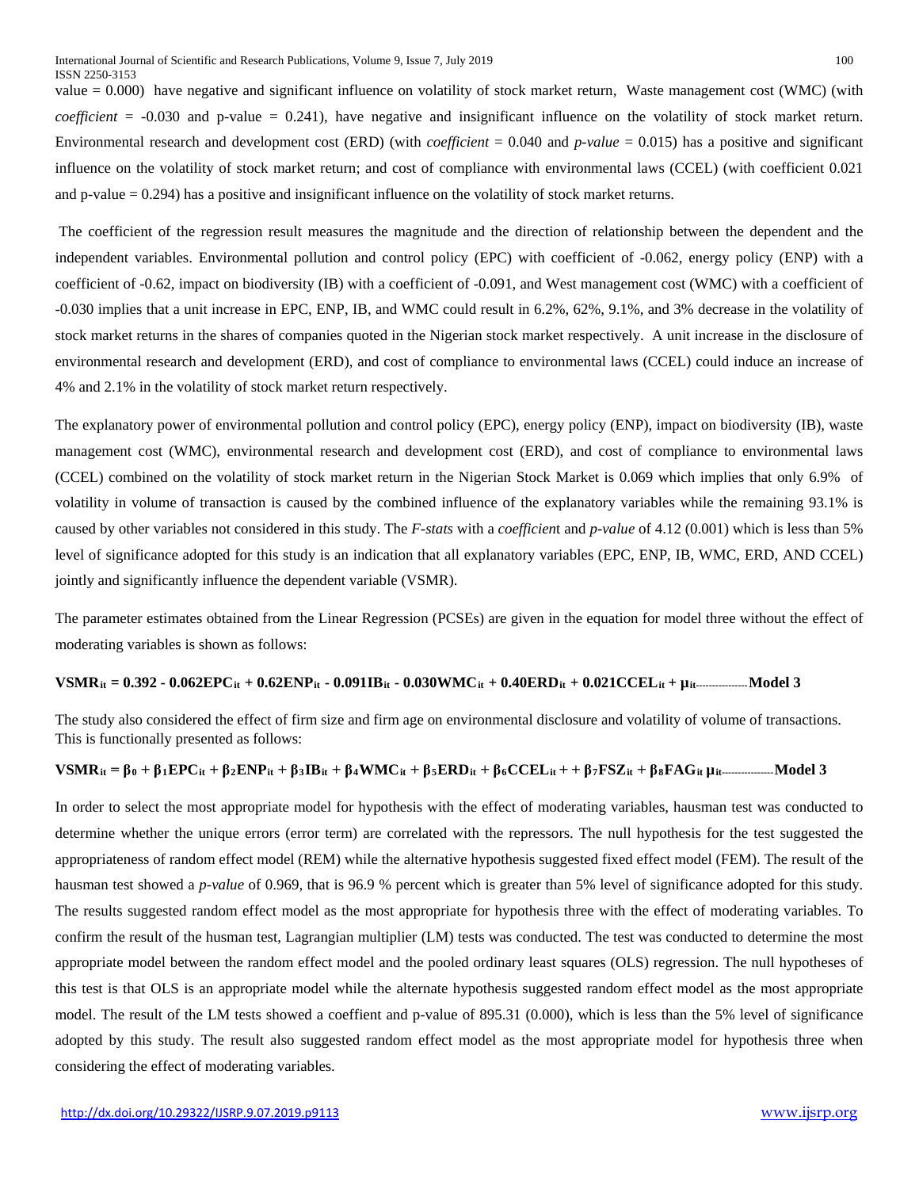value = 0.000) have negative and significant influence on volatility of stock market return, Waste management cost (WMC) (with *coefficient* = -0.030 and p-value = 0.241), have negative and insignificant influence on the volatility of stock market return. Environmental research and development cost (ERD) (with *coefficient* = 0.040 and *p-value* = 0.015) has a positive and significant influence on the volatility of stock market return; and cost of compliance with environmental laws (CCEL) (with coefficient 0.021 and p-value = 0.294) has a positive and insignificant influence on the volatility of stock market returns.

The coefficient of the regression result measures the magnitude and the direction of relationship between the dependent and the independent variables. Environmental pollution and control policy (EPC) with coefficient of -0.062, energy policy (ENP) with a coefficient of -0.62, impact on biodiversity (IB) with a coefficient of -0.091, and West management cost (WMC) with a coefficient of -0.030 implies that a unit increase in EPC, ENP, IB, and WMC could result in 6.2%, 62%, 9.1%, and 3% decrease in the volatility of stock market returns in the shares of companies quoted in the Nigerian stock market respectively. A unit increase in the disclosure of environmental research and development (ERD), and cost of compliance to environmental laws (CCEL) could induce an increase of 4% and 2.1% in the volatility of stock market return respectively.

The explanatory power of environmental pollution and control policy (EPC), energy policy (ENP), impact on biodiversity (IB), waste management cost (WMC), environmental research and development cost (ERD), and cost of compliance to environmental laws (CCEL) combined on the volatility of stock market return in the Nigerian Stock Market is 0.069 which implies that only 6.9% of volatility in volume of transaction is caused by the combined influence of the explanatory variables while the remaining 93.1% is caused by other variables not considered in this study. The *F-stats* with a *coefficien*t and *p-value* of 4.12 (0.001) which is less than 5% level of significance adopted for this study is an indication that all explanatory variables (EPC, ENP, IB, WMC, ERD, AND CCEL) jointly and significantly influence the dependent variable (VSMR).

The parameter estimates obtained from the Linear Regression (PCSEs) are given in the equation for model three without the effect of moderating variables is shown as follows:

$$\mathbf{VSMR_{it} = 0.392 - 0.062EPC_{it} + 0.62ENP_{it} - 0.091IB_{it} - 0.030WMC_{it} + 0.40ERD_{it} + 0.021CCEL_{it} + \mu_{it}}\text{--------------- }\mathbf{Model\ 3}$$

The study also considered the effect of firm size and firm age on environmental disclosure and volatility of volume of transactions. This is functionally presented as follows:

$$\mathbf{VSMR_{it} = \beta_0 + \beta_1EPC_{it} + \beta_2ENP_{it} + \beta_3IB_{it} + \beta_4WMC_{it} + \beta_5ERD_{it} + \beta_6CCEL_{it} + + \beta_7FSZ_{it} + \beta_8FAG_{it}\ \mu_{it}}\text{--------------- }\mathbf{Model\ 3}$$

In order to select the most appropriate model for hypothesis with the effect of moderating variables, hausman test was conducted to determine whether the unique errors (error term) are correlated with the repressors. The null hypothesis for the test suggested the appropriateness of random effect model (REM) while the alternative hypothesis suggested fixed effect model (FEM). The result of the hausman test showed a *p-value* of 0.969, that is 96.9 % percent which is greater than 5% level of significance adopted for this study. The results suggested random effect model as the most appropriate for hypothesis three with the effect of moderating variables. To confirm the result of the husman test, Lagrangian multiplier (LM) tests was conducted. The test was conducted to determine the most appropriate model between the random effect model and the pooled ordinary least squares (OLS) regression. The null hypotheses of this test is that OLS is an appropriate model while the alternate hypothesis suggested random effect model as the most appropriate model. The result of the LM tests showed a coeffient and p-value of 895.31 (0.000), which is less than the 5% level of significance adopted by this study. The result also suggested random effect model as the most appropriate model for hypothesis three when considering the effect of moderating variables.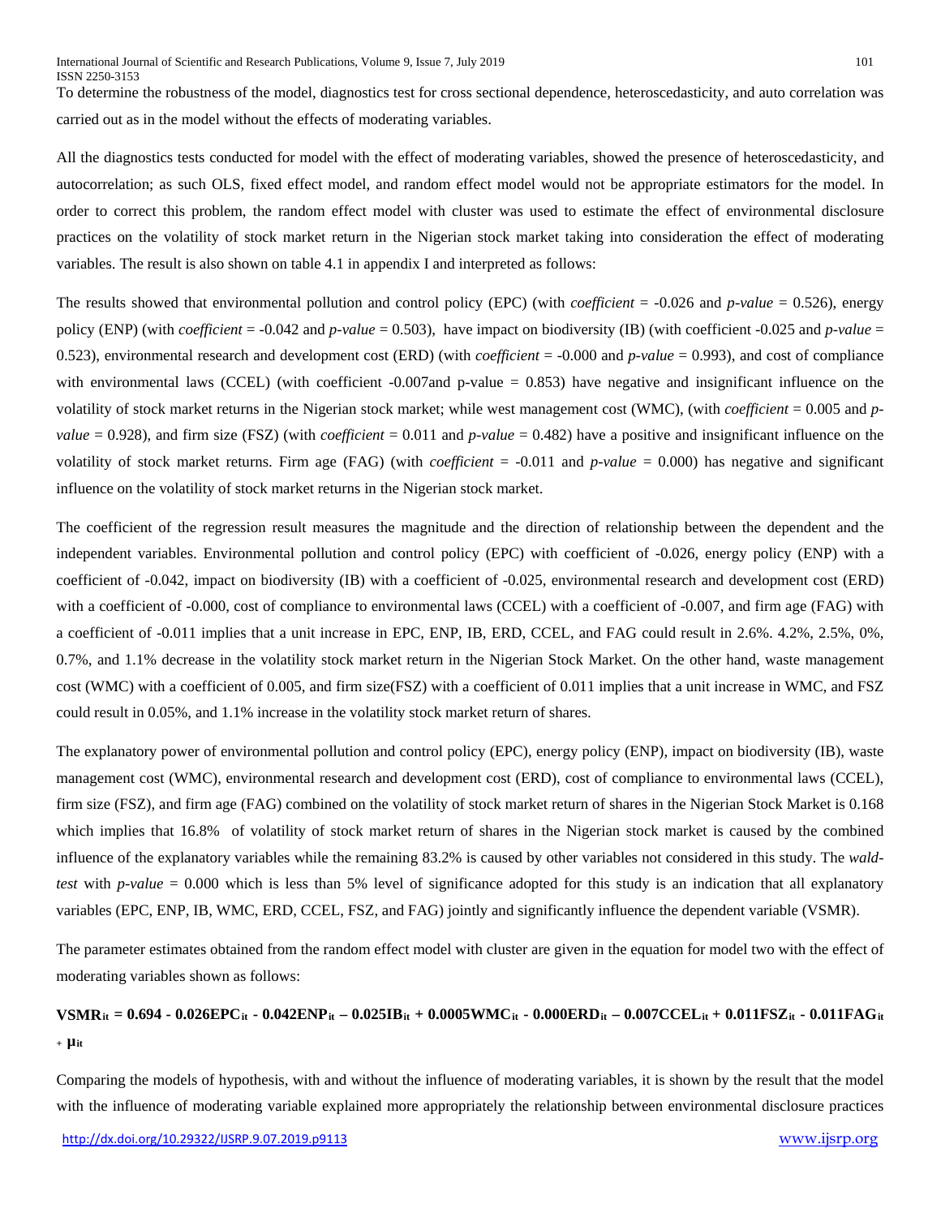To determine the robustness of the model, diagnostics test for cross sectional dependence, heteroscedasticity, and auto correlation was carried out as in the model without the effects of moderating variables.

All the diagnostics tests conducted for model with the effect of moderating variables, showed the presence of heteroscedasticity, and autocorrelation; as such OLS, fixed effect model, and random effect model would not be appropriate estimators for the model. In order to correct this problem, the random effect model with cluster was used to estimate the effect of environmental disclosure practices on the volatility of stock market return in the Nigerian stock market taking into consideration the effect of moderating variables. The result is also shown on table 4.1 in appendix I and interpreted as follows:

The results showed that environmental pollution and control policy (EPC) (with *coefficient* = -0.026 and *p-value* = 0.526), energy policy (ENP) (with *coefficient* = -0.042 and *p-value* = 0.503), have impact on biodiversity (IB) (with coefficient -0.025 and *p-value* = 0.523), environmental research and development cost (ERD) (with *coefficient* = -0.000 and *p-value* = 0.993), and cost of compliance with environmental laws (CCEL) (with coefficient -0.007and p-value = 0.853) have negative and insignificant influence on the volatility of stock market returns in the Nigerian stock market; while west management cost (WMC), (with *coefficient* = 0.005 and *p-value* = 0.928), and firm size (FSZ) (with *coefficient* = 0.011 and *p-value* = 0.482) have a positive and insignificant influence on the volatility of stock market returns. Firm age (FAG) (with *coefficient* = -0.011 and *p-value* = 0.000) has negative and significant influence on the volatility of stock market returns in the Nigerian stock market.

The coefficient of the regression result measures the magnitude and the direction of relationship between the dependent and the independent variables. Environmental pollution and control policy (EPC) with coefficient of -0.026, energy policy (ENP) with a coefficient of -0.042, impact on biodiversity (IB) with a coefficient of -0.025, environmental research and development cost (ERD) with a coefficient of -0.000, cost of compliance to environmental laws (CCEL) with a coefficient of -0.007, and firm age (FAG) with a coefficient of -0.011 implies that a unit increase in EPC, ENP, IB, ERD, CCEL, and FAG could result in 2.6%. 4.2%, 2.5%, 0%, 0.7%, and 1.1% decrease in the volatility stock market return in the Nigerian Stock Market. On the other hand, waste management cost (WMC) with a coefficient of 0.005, and firm size(FSZ) with a coefficient of 0.011 implies that a unit increase in WMC, and FSZ could result in 0.05%, and 1.1% increase in the volatility stock market return of shares.

The explanatory power of environmental pollution and control policy (EPC), energy policy (ENP), impact on biodiversity (IB), waste management cost (WMC), environmental research and development cost (ERD), cost of compliance to environmental laws (CCEL), firm size (FSZ), and firm age (FAG) combined on the volatility of stock market return of shares in the Nigerian Stock Market is 0.168 which implies that 16.8% of volatility of stock market return of shares in the Nigerian stock market is caused by the combined influence of the explanatory variables while the remaining 83.2% is caused by other variables not considered in this study. The *wald-test* with *p-value* = 0.000 which is less than 5% level of significance adopted for this study is an indication that all explanatory variables (EPC, ENP, IB, WMC, ERD, CCEL, FSZ, and FAG) jointly and significantly influence the dependent variable (VSMR).

The parameter estimates obtained from the random effect model with cluster are given in the equation for model two with the effect of moderating variables shown as follows:

$$\mathbf{VSMR_{it} = 0.694 - 0.026EPC_{it} - 0.042ENP_{it} - 0.025IB_{it} + 0.0005WMC_{it} - 0.000ERD_{it} - 0.007CCEL_{it} + 0.011FSZ_{it} - 0.011FAG_{it} + \mu_{it}}$$

Comparing the models of hypothesis, with and without the influence of moderating variables, it is shown by the result that the model with the influence of moderating variable explained more appropriately the relationship between environmental disclosure practices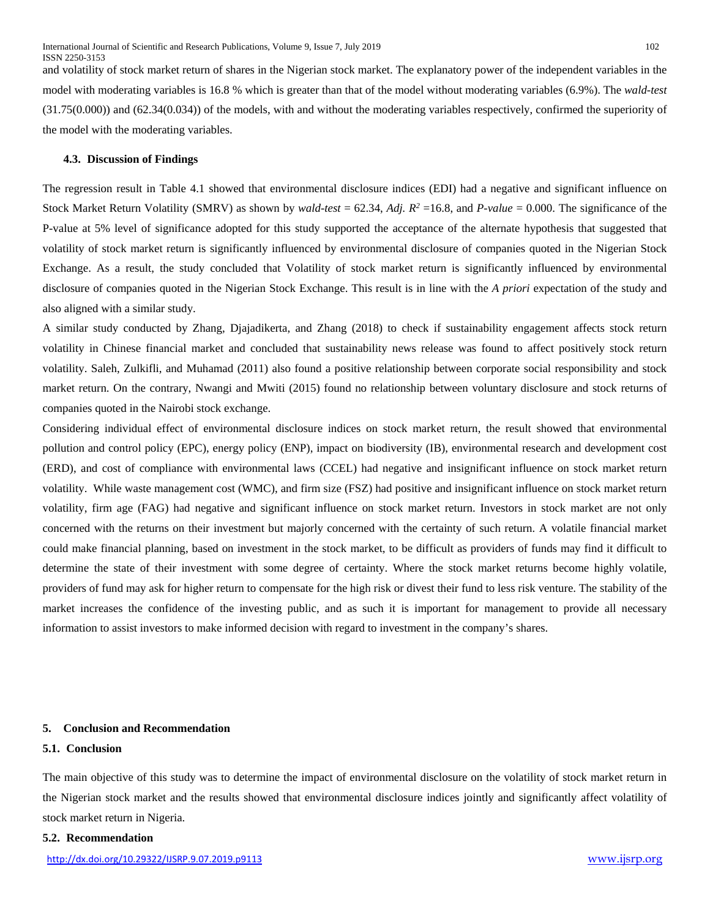and volatility of stock market return of shares in the Nigerian stock market. The explanatory power of the independent variables in the model with moderating variables is 16.8 % which is greater than that of the model without moderating variables (6.9%). The *wald-test* (31.75(0.000)) and (62.34(0.034)) of the models, with and without the moderating variables respectively, confirmed the superiority of the model with the moderating variables.

### 4.3. Discussion of Findings

The regression result in Table 4.1 showed that environmental disclosure indices (EDI) had a negative and significant influence on Stock Market Return Volatility (SMRV) as shown by *wald-test* = 62.34, *Adj.* $R^2$ =16.8, and *P-value* = 0.000. The significance of the P-value at 5% level of significance adopted for this study supported the acceptance of the alternate hypothesis that suggested that volatility of stock market return is significantly influenced by environmental disclosure of companies quoted in the Nigerian Stock Exchange. As a result, the study concluded that Volatility of stock market return is significantly influenced by environmental disclosure of companies quoted in the Nigerian Stock Exchange. This result is in line with the *A priori* expectation of the study and also aligned with a similar study.

A similar study conducted by Zhang, Djajadikerta, and Zhang (2018) to check if sustainability engagement affects stock return volatility in Chinese financial market and concluded that sustainability news release was found to affect positively stock return volatility. Saleh, Zulkifli, and Muhamad (2011) also found a positive relationship between corporate social responsibility and stock market return. On the contrary, Nwangi and Mwiti (2015) found no relationship between voluntary disclosure and stock returns of companies quoted in the Nairobi stock exchange.

Considering individual effect of environmental disclosure indices on stock market return, the result showed that environmental pollution and control policy (EPC), energy policy (ENP), impact on biodiversity (IB), environmental research and development cost (ERD), and cost of compliance with environmental laws (CCEL) had negative and insignificant influence on stock market return volatility. While waste management cost (WMC), and firm size (FSZ) had positive and insignificant influence on stock market return volatility, firm age (FAG) had negative and significant influence on stock market return. Investors in stock market are not only concerned with the returns on their investment but majorly concerned with the certainty of such return. A volatile financial market could make financial planning, based on investment in the stock market, to be difficult as providers of funds may find it difficult to determine the state of their investment with some degree of certainty. Where the stock market returns become highly volatile, providers of fund may ask for higher return to compensate for the high risk or divest their fund to less risk venture. The stability of the market increases the confidence of the investing public, and as such it is important for management to provide all necessary information to assist investors to make informed decision with regard to investment in the company's shares.

## 5. Conclusion and Recommendation

### 5.1. Conclusion

The main objective of this study was to determine the impact of environmental disclosure on the volatility of stock market return in the Nigerian stock market and the results showed that environmental disclosure indices jointly and significantly affect volatility of stock market return in Nigeria.

### 5.2. Recommendation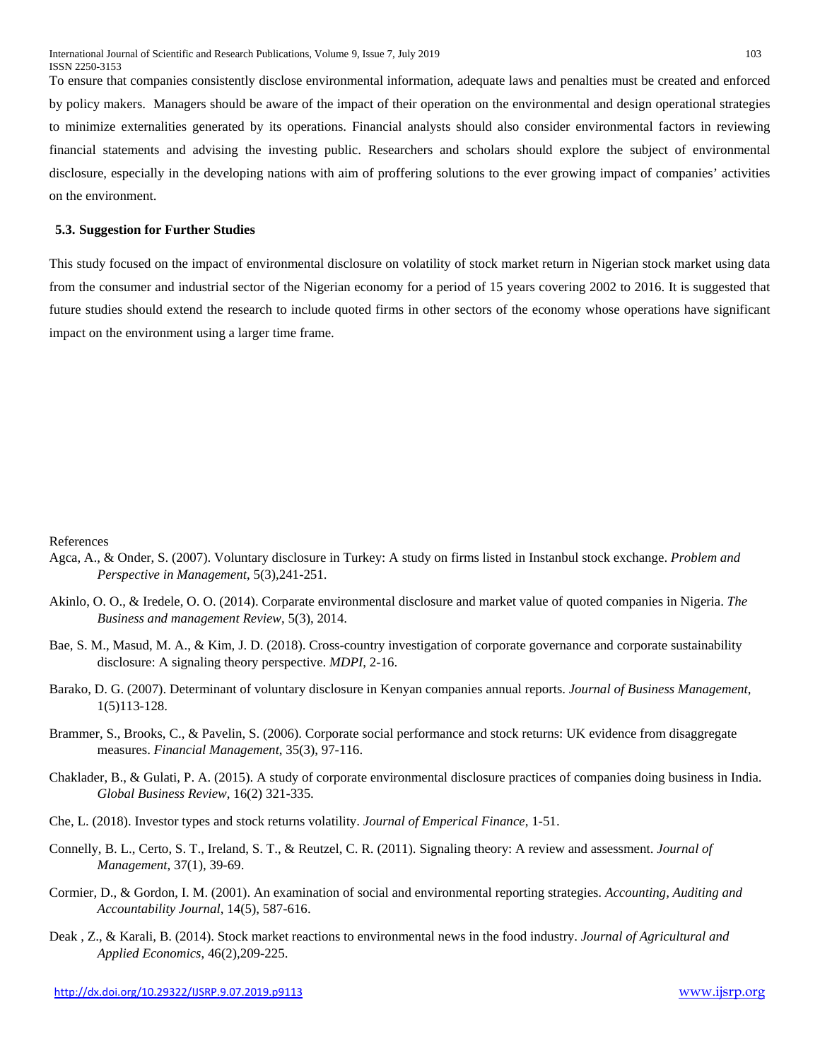To ensure that companies consistently disclose environmental information, adequate laws and penalties must be created and enforced by policy makers. Managers should be aware of the impact of their operation on the environmental and design operational strategies to minimize externalities generated by its operations. Financial analysts should also consider environmental factors in reviewing financial statements and advising the investing public. Researchers and scholars should explore the subject of environmental disclosure, especially in the developing nations with aim of proffering solutions to the ever growing impact of companies' activities on the environment.

### 5.3. Suggestion for Further Studies

This study focused on the impact of environmental disclosure on volatility of stock market return in Nigerian stock market using data from the consumer and industrial sector of the Nigerian economy for a period of 15 years covering 2002 to 2016. It is suggested that future studies should extend the research to include quoted firms in other sectors of the economy whose operations have significant impact on the environment using a larger time frame.

References

Agca, A., & Onder, S. (2007). Voluntary disclosure in Turkey: A study on firms listed in Instanbul stock exchange. *Problem and Perspective in Management*, 5(3),241-251.

Akinlo, O. O., & Iredele, O. O. (2014). Corparate environmental disclosure and market value of quoted companies in Nigeria. *The Business and management Review*, 5(3), 2014.

Bae, S. M., Masud, M. A., & Kim, J. D. (2018). Cross-country investigation of corporate governance and corporate sustainability disclosure: A signaling theory perspective. *MDPI*, 2-16.

Barako, D. G. (2007). Determinant of voluntary disclosure in Kenyan companies annual reports. *Journal of Business Management*, 1(5)113-128.

Brammer, S., Brooks, C., & Pavelin, S. (2006). Corporate social performance and stock returns: UK evidence from disaggregate measures. *Financial Management*, 35(3), 97-116.

Chaklader, B., & Gulati, P. A. (2015). A study of corporate environmental disclosure practices of companies doing business in India. *Global Business Review*, 16(2) 321-335.

Che, L. (2018). Investor types and stock returns volatility. *Journal of Emperical Finance*, 1-51.

Connelly, B. L., Certo, S. T., Ireland, S. T., & Reutzel, C. R. (2011). Signaling theory: A review and assessment. *Journal of Management*, 37(1), 39-69.

Cormier, D., & Gordon, I. M. (2001). An examination of social and environmental reporting strategies. *Accounting, Auditing and Accountability Journal*, 14(5), 587-616.

Deak , Z., & Karali, B. (2014). Stock market reactions to environmental news in the food industry. *Journal of Agricultural and Applied Economics*, 46(2),209-225.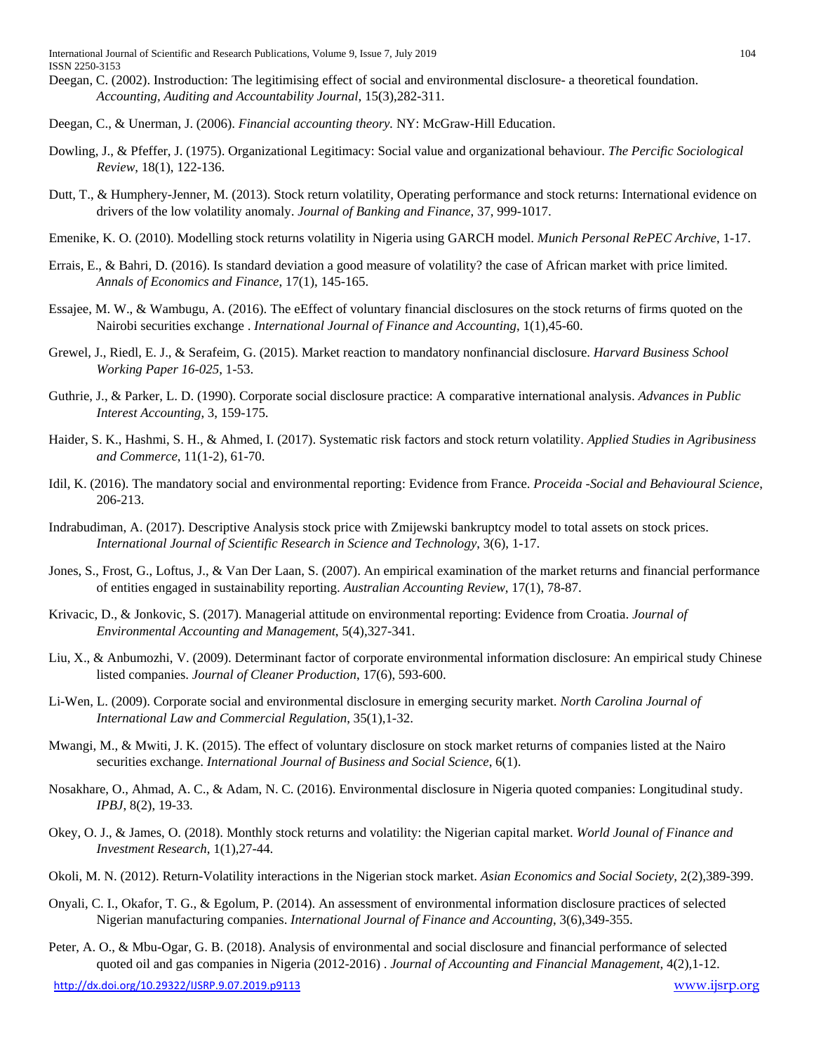Deegan, C. (2002). Instroduction: The legitimising effect of social and environmental disclosure- a theoretical foundation. *Accounting, Auditing and Accountability Journal*, 15(3),282-311.

Deegan, C., & Unerman, J. (2006). *Financial accounting theory.* NY: McGraw-Hill Education.

Dowling, J., & Pfeffer, J. (1975). Organizational Legitimacy: Social value and organizational behaviour. *The Percific Sociological Review*, 18(1), 122-136.

Dutt, T., & Humphery-Jenner, M. (2013). Stock return volatility, Operating performance and stock returns: International evidence on drivers of the low volatility anomaly. *Journal of Banking and Finance*, 37, 999-1017.

Emenike, K. O. (2010). Modelling stock returns volatility in Nigeria using GARCH model. *Munich Personal RePEC Archive*, 1-17.

Errais, E., & Bahri, D. (2016). Is standard deviation a good measure of volatility? the case of African market with price limited. *Annals of Economics and Finance*, 17(1), 145-165.

Essajee, M. W., & Wambugu, A. (2016). The eEffect of voluntary financial disclosures on the stock returns of firms quoted on the Nairobi securities exchange . *International Journal of Finance and Accounting*, 1(1),45-60.

Grewel, J., Riedl, E. J., & Serafeim, G. (2015). Market reaction to mandatory nonfinancial disclosure. *Harvard Business School Working Paper 16-025*, 1-53.

Guthrie, J., & Parker, L. D. (1990). Corporate social disclosure practice: A comparative international analysis. *Advances in Public Interest Accounting*, 3, 159-175.

Haider, S. K., Hashmi, S. H., & Ahmed, I. (2017). Systematic risk factors and stock return volatility. *Applied Studies in Agribusiness and Commerce*, 11(1-2), 61-70.

Idil, K. (2016). The mandatory social and environmental reporting: Evidence from France. *Proceida -Social and Behavioural Science*, 206-213.

Indrabudiman, A. (2017). Descriptive Analysis stock price with Zmijewski bankruptcy model to total assets on stock prices. *International Journal of Scientific Research in Science and Technology*, 3(6), 1-17.

Jones, S., Frost, G., Loftus, J., & Van Der Laan, S. (2007). An empirical examination of the market returns and financial performance of entities engaged in sustainability reporting. *Australian Accounting Review*, 17(1), 78-87.

Krivacic, D., & Jonkovic, S. (2017). Managerial attitude on environmental reporting: Evidence from Croatia. *Journal of Environmental Accounting and Management*, 5(4),327-341.

Liu, X., & Anbumozhi, V. (2009). Determinant factor of corporate environmental information disclosure: An empirical study Chinese listed companies. *Journal of Cleaner Production*, 17(6), 593-600.

Li-Wen, L. (2009). Corporate social and environmental disclosure in emerging security market. *North Carolina Journal of International Law and Commercial Regulation*, 35(1),1-32.

Mwangi, M., & Mwiti, J. K. (2015). The effect of voluntary disclosure on stock market returns of companies listed at the Nairo securities exchange. *International Journal of Business and Social Science*, 6(1).

Nosakhare, O., Ahmad, A. C., & Adam, N. C. (2016). Environmental disclosure in Nigeria quoted companies: Longitudinal study. *IPBJ*, 8(2), 19-33.

Okey, O. J., & James, O. (2018). Monthly stock returns and volatility: the Nigerian capital market. *World Jounal of Finance and Investment Research*, 1(1),27-44.

Okoli, M. N. (2012). Return-Volatility interactions in the Nigerian stock market. *Asian Economics and Social Society*, 2(2),389-399.

Onyali, C. I., Okafor, T. G., & Egolum, P. (2014). An assessment of environmental information disclosure practices of selected Nigerian manufacturing companies. *International Journal of Finance and Accounting*, 3(6),349-355.

Peter, A. O., & Mbu-Ogar, G. B. (2018). Analysis of environmental and social disclosure and financial performance of selected quoted oil and gas companies in Nigeria (2012-2016) . *Journal of Accounting and Financial Management*, 4(2),1-12.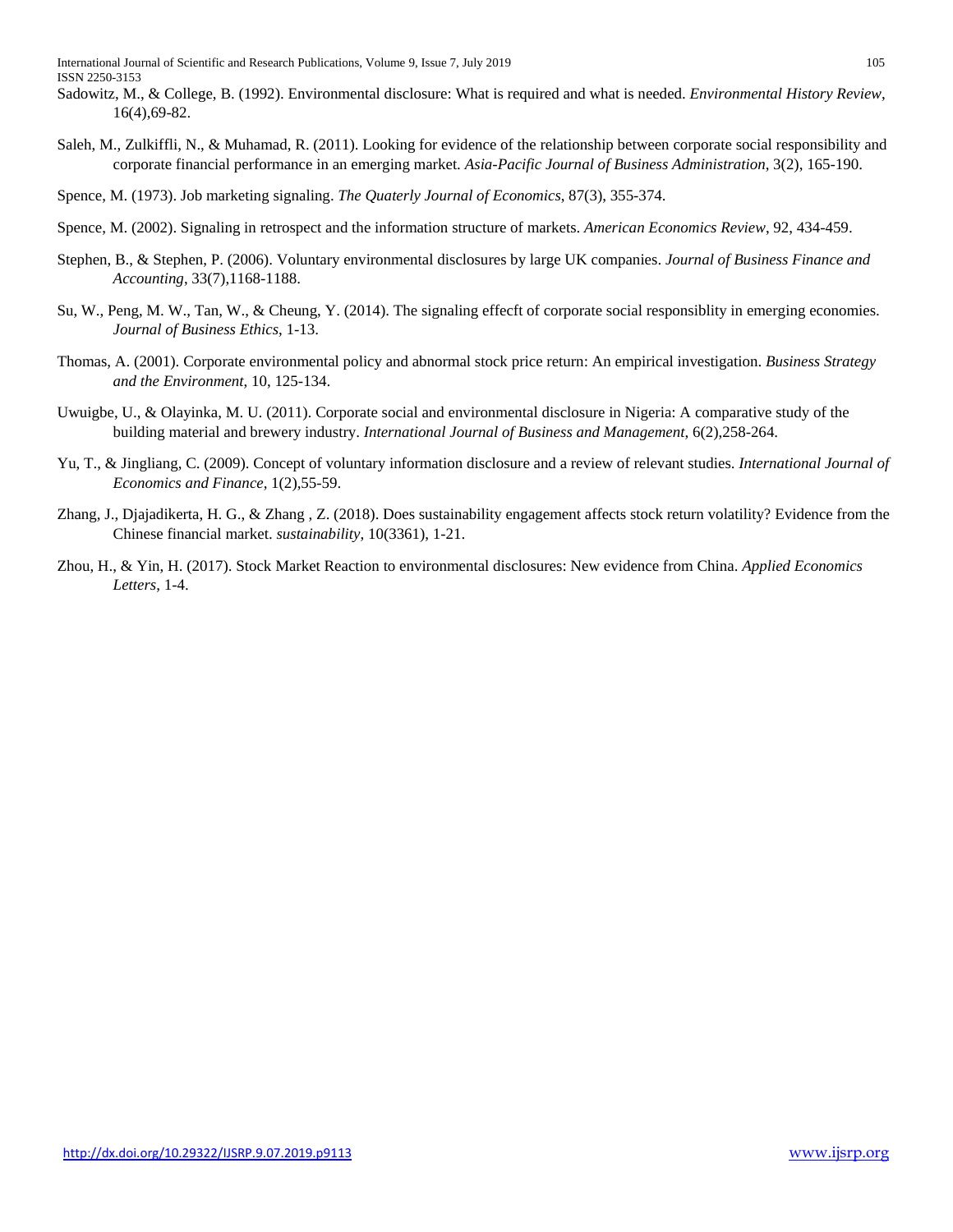Sadowitz, M., & College, B. (1992). Environmental disclosure: What is required and what is needed. *Environmental History Review*, 16(4),69-82.

Saleh, M., Zulkiffli, N., & Muhamad, R. (2011). Looking for evidence of the relationship between corporate social responsibility and corporate financial performance in an emerging market. *Asia-Pacific Journal of Business Administration*, 3(2), 165-190.

Spence, M. (1973). Job marketing signaling. *The Quaterly Journal of Economics*, 87(3), 355-374.

Spence, M. (2002). Signaling in retrospect and the information structure of markets. *American Economics Review*, 92, 434-459.

Stephen, B., & Stephen, P. (2006). Voluntary environmental disclosures by large UK companies. *Journal of Business Finance and Accounting*, 33(7),1168-1188.

Su, W., Peng, M. W., Tan, W., & Cheung, Y. (2014). The signaling effecft of corporate social responsiblity in emerging economies. *Journal of Business Ethics*, 1-13.

Thomas, A. (2001). Corporate environmental policy and abnormal stock price return: An empirical investigation. *Business Strategy and the Environment*, 10, 125-134.

Uwuigbe, U., & Olayinka, M. U. (2011). Corporate social and environmental disclosure in Nigeria: A comparative study of the building material and brewery industry. *International Journal of Business and Management*, 6(2),258-264.

Yu, T., & Jingliang, C. (2009). Concept of voluntary information disclosure and a review of relevant studies. *International Journal of Economics and Finance*, 1(2),55-59.

Zhang, J., Djajadikerta, H. G., & Zhang , Z. (2018). Does sustainability engagement affects stock return volatility? Evidence from the Chinese financial market. *sustainability*, 10(3361), 1-21.

Zhou, H., & Yin, H. (2017). Stock Market Reaction to environmental disclosures: New evidence from China. *Applied Economics Letters*, 1-4.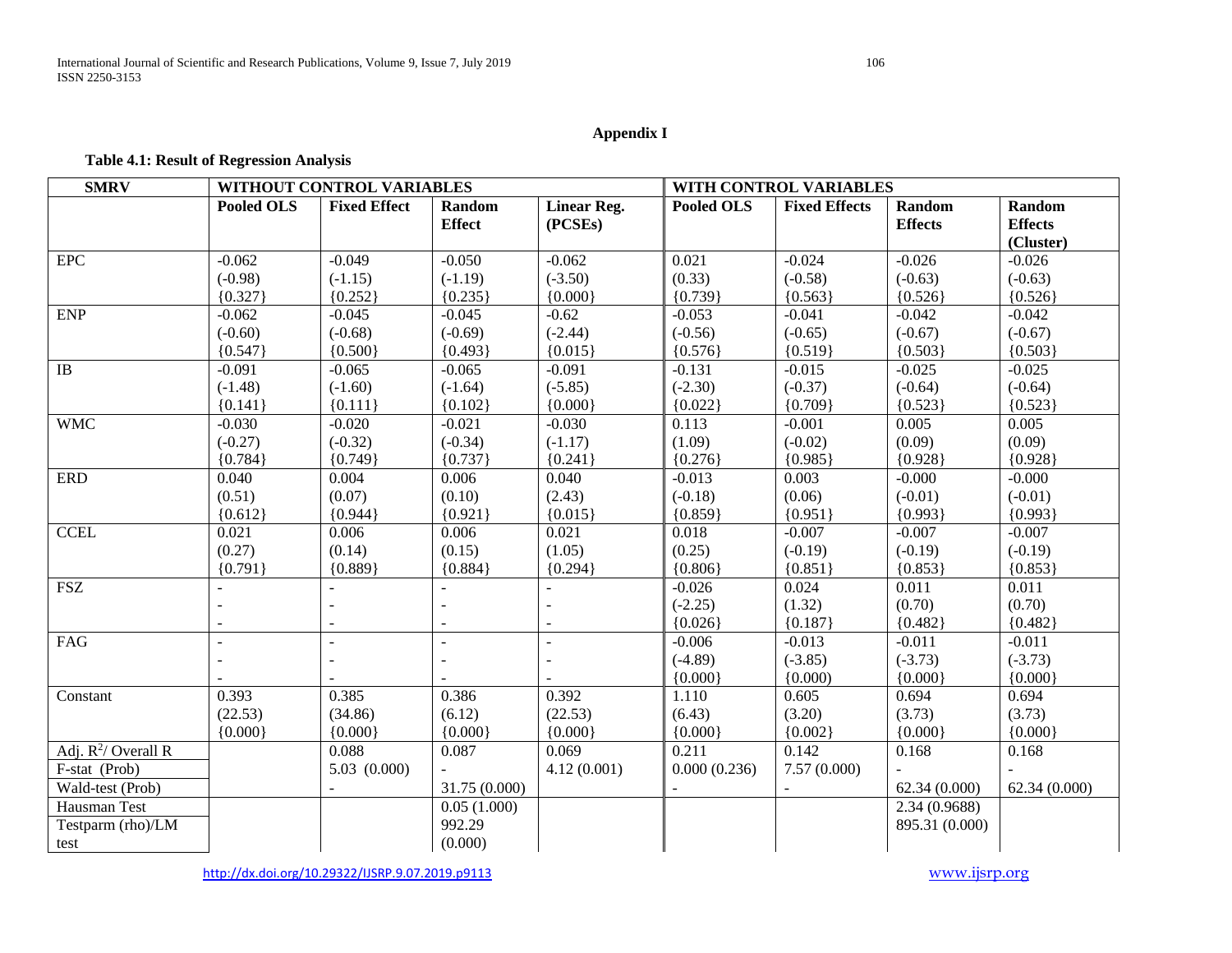## Appendix I

**Table 4.1: Result of Regression Analysis**

| SMRV | WITHOUT CONTROL VARIABLES | | | | WITH CONTROL VARIABLES | | | |
|---|---|---|---|---|---|---|---|---|
| | **Pooled OLS** | **Fixed Effect** | **Random Effect** | **Linear Reg. (PCSEs)** | **Pooled OLS** | **Fixed Effects** | **Random Effects** | **Random Effects (Cluster)** |
| EPC | -0.062<br>(-0.98)<br>{0.327} | -0.049<br>(-1.15)<br>{0.252} | -0.050<br>(-1.19)<br>{0.235} | -0.062<br>(-3.50)<br>{0.000} | 0.021<br>(0.33)<br>{0.739} | -0.024<br>(-0.58)<br>{0.563} | -0.026<br>(-0.63)<br>{0.526} | -0.026<br>(-0.63)<br>{0.526} |
| ENP | -0.062<br>(-0.60)<br>{0.547} | -0.045<br>(-0.68)<br>{0.500} | -0.045<br>(-0.69)<br>{0.493} | -0.62<br>(-2.44)<br>{0.015} | -0.053<br>(-0.56)<br>{0.576} | -0.041<br>(-0.65)<br>{0.519} | -0.042<br>(-0.67)<br>{0.503} | -0.042<br>(-0.67)<br>{0.503} |
| IB | -0.091<br>(-1.48)<br>{0.141} | -0.065<br>(-1.60)<br>{0.111} | -0.065<br>(-1.64)<br>{0.102} | -0.091<br>(-5.85)<br>{0.000} | -0.131<br>(-2.30)<br>{0.022} | -0.015<br>(-0.37)<br>{0.709} | -0.025<br>(-0.64)<br>{0.523} | -0.025<br>(-0.64)<br>{0.523} |
| WMC | -0.030<br>(-0.27)<br>{0.784} | -0.020<br>(-0.32)<br>{0.749} | -0.021<br>(-0.34)<br>{0.737} | -0.030<br>(-1.17)<br>{0.241} | 0.113<br>(1.09)<br>{0.276} | -0.001<br>(-0.02)<br>{0.985} | 0.005<br>(0.09)<br>{0.928} | 0.005<br>(0.09)<br>{0.928} |
| ERD | 0.040<br>(0.51)<br>{0.612} | 0.004<br>(0.07)<br>{0.944} | 0.006<br>(0.10)<br>{0.921} | 0.040<br>(2.43)<br>{0.015} | -0.013<br>(-0.18)<br>{0.859} | 0.003<br>(0.06)<br>{0.951} | -0.000<br>(-0.01)<br>{0.993} | -0.000<br>(-0.01)<br>{0.993} |
| CCEL | 0.021<br>(0.27)<br>{0.791} | 0.006<br>(0.14)<br>{0.889} | 0.006<br>(0.15)<br>{0.884} | 0.021<br>(1.05)<br>{0.294} | 0.018<br>(0.25)<br>{0.806} | -0.007<br>(-0.19)<br>{0.851} | -0.007<br>(-0.19)<br>{0.853} | -0.007<br>(-0.19)<br>{0.853} |
| FSZ | -<br>-<br>- | -<br>-<br>- | -<br>-<br>- | -<br>-<br>- | -0.026<br>(-2.25)<br>{0.026} | 0.024<br>(1.32)<br>{0.187} | 0.011<br>(0.70)<br>{0.482} | 0.011<br>(0.70)<br>{0.482} |
| FAG | -<br>-<br>- | -<br>-<br>- | -<br>-<br>- | -<br>-<br>- | -0.006<br>(-4.89)<br>{0.000} | -0.013<br>(-3.85)<br>{0.000} | -0.011<br>(-3.73)<br>{0.000} | -0.011<br>(-3.73)<br>{0.000} |
| Constant | 0.393<br>(22.53)<br>{0.000} | 0.385<br>(34.86)<br>{0.000} | 0.386<br>(6.12)<br>{0.000} | 0.392<br>(22.53)<br>{0.000} | 1.110<br>(6.43)<br>{0.000} | 0.605<br>(3.20)<br>{0.002} | 0.694<br>(3.73)<br>{0.000} | 0.694<br>(3.73)<br>{0.000} |
| Adj. $R^2$/ Overall R | | 0.088 | 0.087 | 0.069 | 0.211 | 0.142 | 0.168 | 0.168 |
| F-stat (Prob) | | 5.03 (0.000) | - | 4.12 (0.001) | 0.000 (0.236) | 7.57 (0.000) | - | - |
| Wald-test (Prob) | | - | 31.75 (0.000) | | - | - | 62.34 (0.000) | 62.34 (0.000) |
| Hausman Test | | | 0.05 (1.000) | | | | 2.34 (0.9688) | |
| Testparm (rho)/LM test | | | 992.29 (0.000) | | | | 895.31 (0.000) | |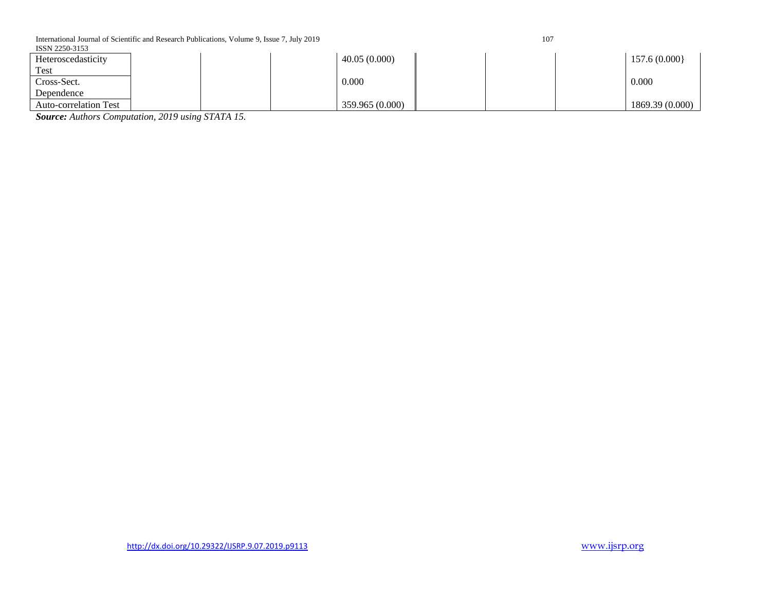| | | | | | | | | |
|---|---|---|---|---|---|---|---|---|
| Heteroscedasticity Test | | | | 40.05 (0.000) | | | | 157.6 (0.000} |
| Cross-Sect. Dependence | | | | 0.000 | | | | 0.000 |
| Auto-correlation Test | | | | 359.965 (0.000) | | | | 1869.39 (0.000) |

***Source:*** *Authors Computation, 2019 using STATA 15.*